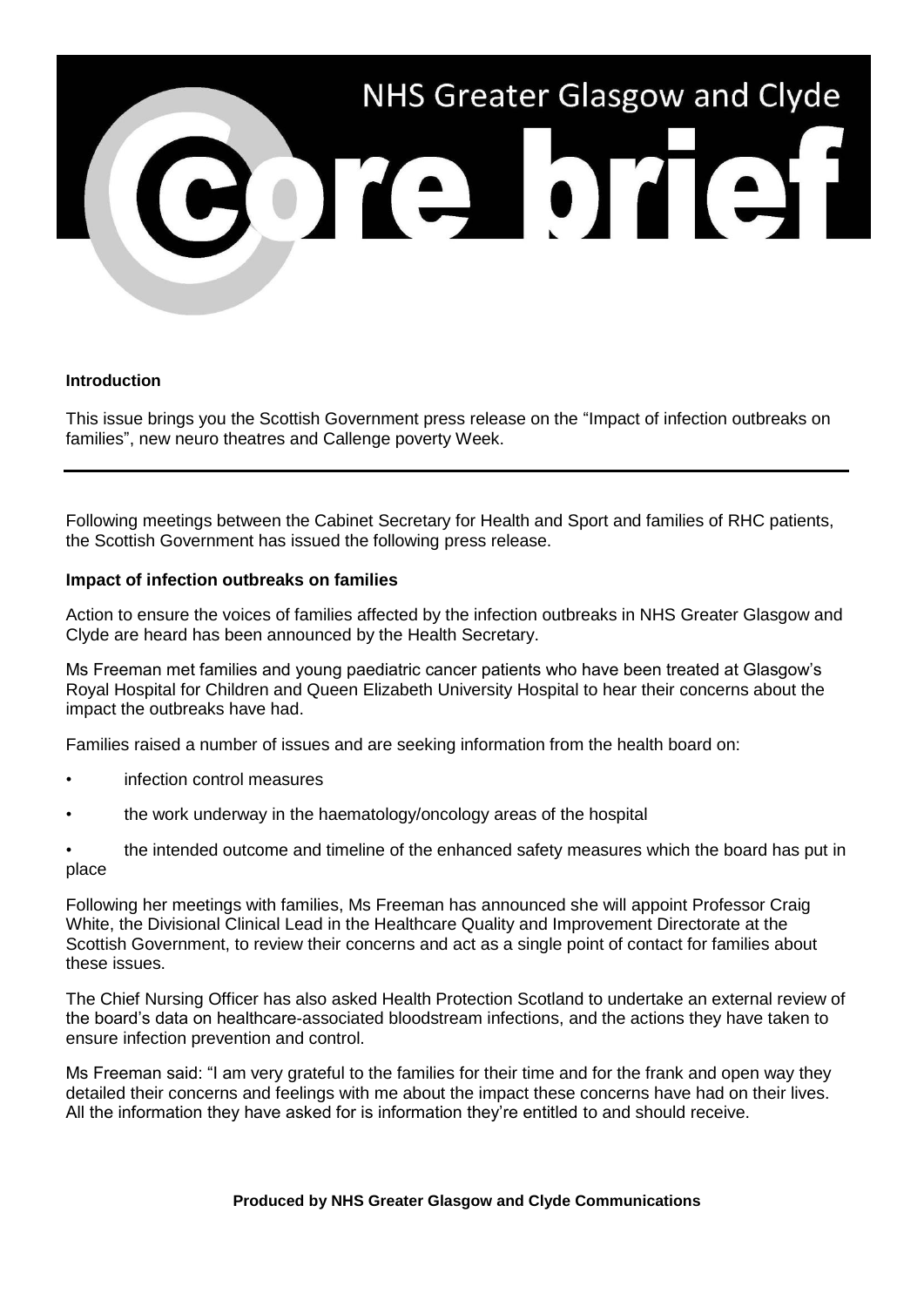# NHS Greater Glasgow and Clyde Core brief

**Introduction**

This issue brings you the Scottish Government press release on the "Impact of infection outbreaks on families", new neuro theatres and Callenge poverty Week.

---

Following meetings between the Cabinet Secretary for Health and Sport and families of RHC patients, the Scottish Government has issued the following press release.

**Impact of infection outbreaks on families**

Action to ensure the voices of families affected by the infection outbreaks in NHS Greater Glasgow and Clyde are heard has been announced by the Health Secretary.

Ms Freeman met families and young paediatric cancer patients who have been treated at Glasgow's Royal Hospital for Children and Queen Elizabeth University Hospital to hear their concerns about the impact the outbreaks have had.

Families raised a number of issues and are seeking information from the health board on:

- infection control measures
- the work underway in the haematology/oncology areas of the hospital
- the intended outcome and timeline of the enhanced safety measures which the board has put in place

Following her meetings with families, Ms Freeman has announced she will appoint Professor Craig White, the Divisional Clinical Lead in the Healthcare Quality and Improvement Directorate at the Scottish Government, to review their concerns and act as a single point of contact for families about these issues.

The Chief Nursing Officer has also asked Health Protection Scotland to undertake an external review of the board's data on healthcare-associated bloodstream infections, and the actions they have taken to ensure infection prevention and control.

Ms Freeman said: "I am very grateful to the families for their time and for the frank and open way they detailed their concerns and feelings with me about the impact these concerns have had on their lives. All the information they have asked for is information they're entitled to and should receive.

**Produced by NHS Greater Glasgow and Clyde Communications**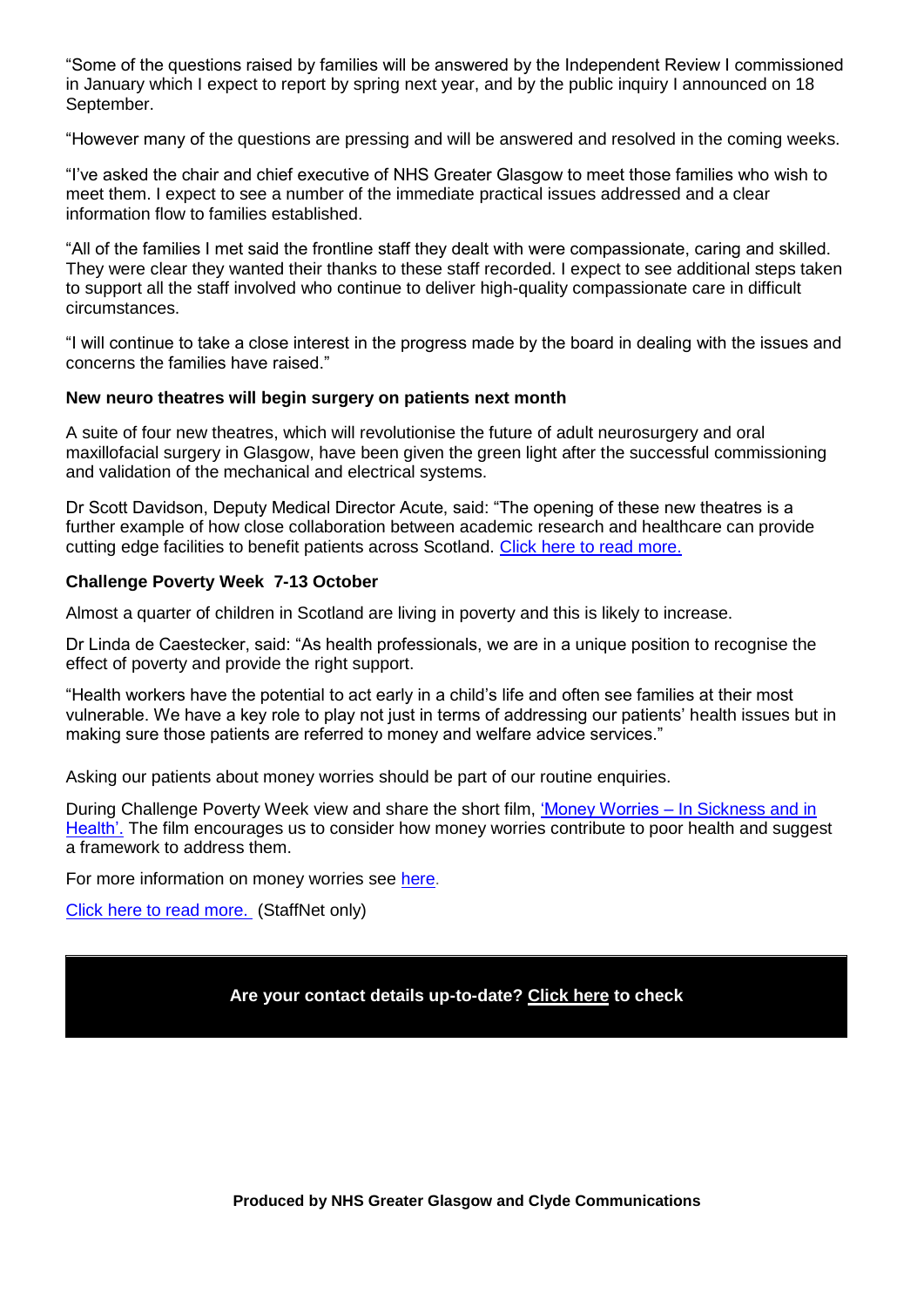"Some of the questions raised by families will be answered by the Independent Review I commissioned in January which I expect to report by spring next year, and by the public inquiry I announced on 18 September.

"However many of the questions are pressing and will be answered and resolved in the coming weeks.

"I've asked the chair and chief executive of NHS Greater Glasgow to meet those families who wish to meet them. I expect to see a number of the immediate practical issues addressed and a clear information flow to families established.

"All of the families I met said the frontline staff they dealt with were compassionate, caring and skilled. They were clear they wanted their thanks to these staff recorded. I expect to see additional steps taken to support all the staff involved who continue to deliver high-quality compassionate care in difficult circumstances.

"I will continue to take a close interest in the progress made by the board in dealing with the issues and concerns the families have raised."

**New neuro theatres will begin surgery on patients next month**

A suite of four new theatres, which will revolutionise the future of adult neurosurgery and oral maxillofacial surgery in Glasgow, have been given the green light after the successful commissioning and validation of the mechanical and electrical systems.

Dr Scott Davidson, Deputy Medical Director Acute, said: "The opening of these new theatres is a further example of how close collaboration between academic research and healthcare can provide cutting edge facilities to benefit patients across Scotland. Click here to read more.

**Challenge Poverty Week 7-13 October**

Almost a quarter of children in Scotland are living in poverty and this is likely to increase.

Dr Linda de Caestecker, said: "As health professionals, we are in a unique position to recognise the effect of poverty and provide the right support.

"Health workers have the potential to act early in a child's life and often see families at their most vulnerable. We have a key role to play not just in terms of addressing our patients' health issues but in making sure those patients are referred to money and welfare advice services."

Asking our patients about money worries should be part of our routine enquiries.

During Challenge Poverty Week view and share the short film, 'Money Worries – In Sickness and in Health'. The film encourages us to consider how money worries contribute to poor health and suggest a framework to address them.

For more information on money worries see here.

Click here to read more. (StaffNet only)

**Are your contact details up-to-date? Click here to check**

**Produced by NHS Greater Glasgow and Clyde Communications**